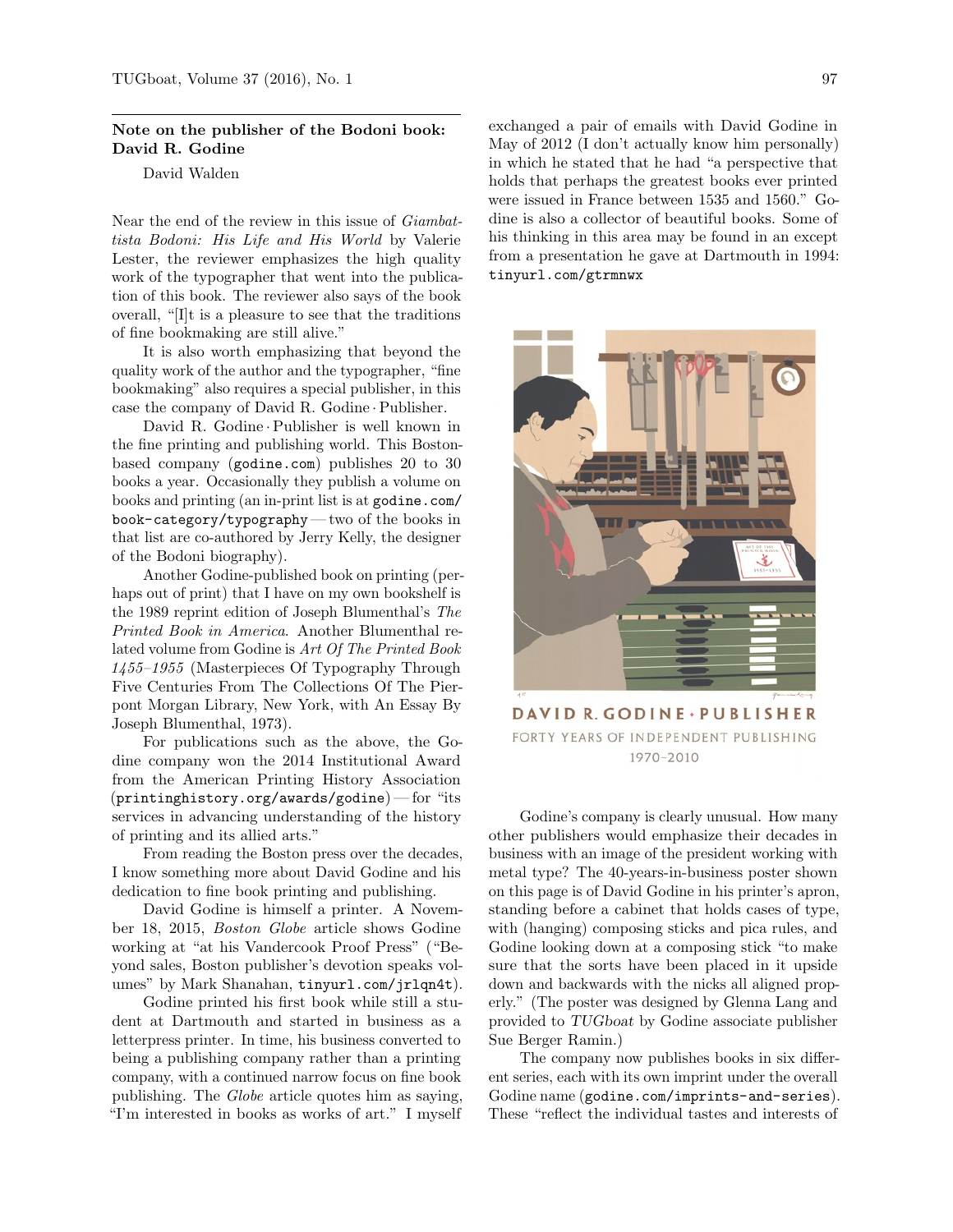## Note on the publisher of the Bodoni book: David R. Godine

David Walden

Near the end of the review in this issue of *Giambattista Bodoni: His Life and His World* by Valerie Lester, the reviewer emphasizes the high quality work of the typographer that went into the publication of this book. The reviewer also says of the book overall, "[I]t is a pleasure to see that the traditions of fine bookmaking are still alive."

It is also worth emphasizing that beyond the quality work of the author and the typographer, "fine bookmaking" also requires a special publisher, in this case the company of David R. Godine · Publisher.

David R. Godine · Publisher is well known in the fine printing and publishing world. This Boston-based company (`godine.com`) publishes 20 to 30 books a year. Occasionally they publish a volume on books and printing (an in-print list is at `godine.com/book-category/typography` — two of the books in that list are co-authored by Jerry Kelly, the designer of the Bodoni biography).

Another Godine-published book on printing (perhaps out of print) that I have on my own bookshelf is the 1989 reprint edition of Joseph Blumenthal's *The Printed Book in America*. Another Blumenthal related volume from Godine is *Art Of The Printed Book 1455–1955* (Masterpieces Of Typography Through Five Centuries From The Collections Of The Pierpont Morgan Library, New York, with An Essay By Joseph Blumenthal, 1973).

For publications such as the above, the Godine company won the 2014 Institutional Award from the American Printing History Association (`printinghistory.org/awards/godine`) — for "its services in advancing understanding of the history of printing and its allied arts."

From reading the Boston press over the decades, I know something more about David Godine and his dedication to fine book printing and publishing.

David Godine is himself a printer. A November 18, 2015, *Boston Globe* article shows Godine working at "at his Vandercook Proof Press" ("Beyond sales, Boston publisher's devotion speaks volumes" by Mark Shanahan, `tinyurl.com/jrlqn4t`).

Godine printed his first book while still a student at Dartmouth and started in business as a letterpress printer. In time, his business converted to being a publishing company rather than a printing company, with a continued narrow focus on fine book publishing. The *Globe* article quotes him as saying, "I'm interested in books as works of art." I myself exchanged a pair of emails with David Godine in May of 2012 (I don't actually know him personally) in which he stated that he had "a perspective that holds that perhaps the greatest books ever printed were issued in France between 1535 and 1560." Godine is also a collector of beautiful books. Some of his thinking in this area may be found in an except from a presentation he gave at Dartmouth in 1994: `tinyurl.com/gtrmnwx`

DAVID R. GODINE · PUBLISHER
FORTY YEARS OF INDEPENDENT PUBLISHING
1970–2010

Godine's company is clearly unusual. How many other publishers would emphasize their decades in business with an image of the president working with metal type? The 40-years-in-business poster shown on this page is of David Godine in his printer's apron, standing before a cabinet that holds cases of type, with (hanging) composing sticks and pica rules, and Godine looking down at a composing stick "to make sure that the sorts have been placed in it upside down and backwards with the nicks all aligned properly." (The poster was designed by Glenna Lang and provided to *TUGboat* by Godine associate publisher Sue Berger Ramin.)

The company now publishes books in six different series, each with its own imprint under the overall Godine name (`godine.com/imprints-and-series`). These "reflect the individual tastes and interests of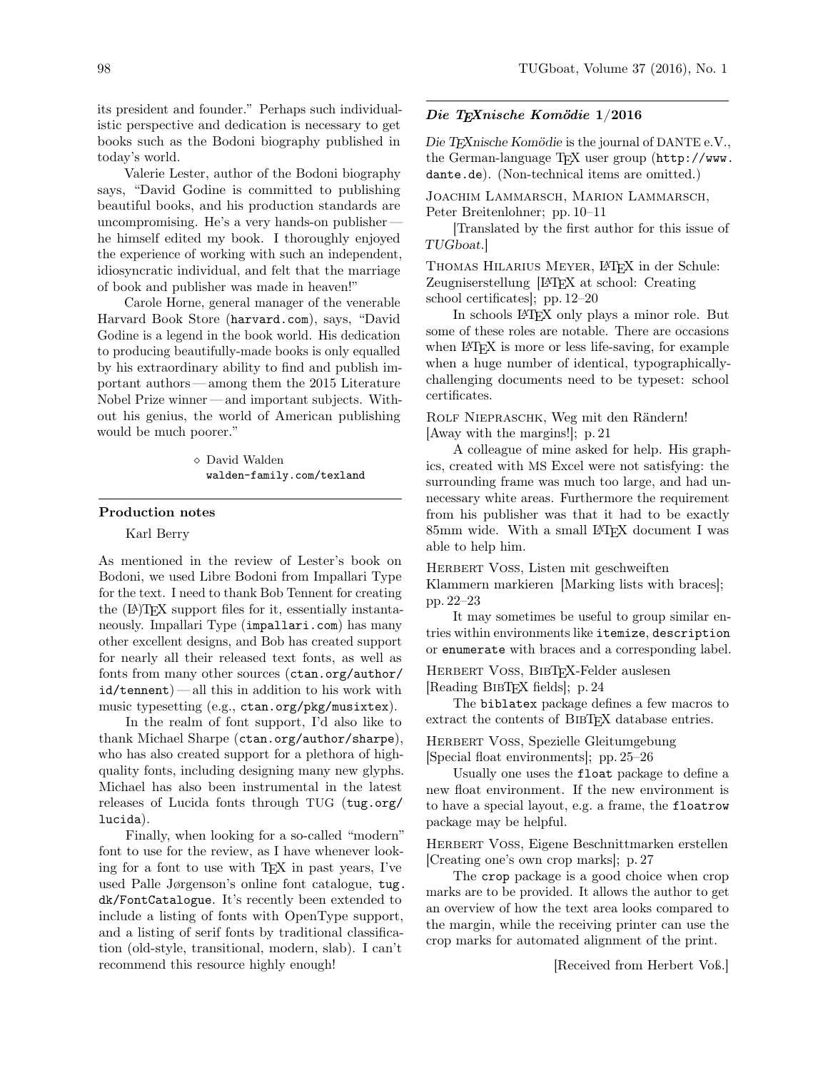its president and founder." Perhaps such individualistic perspective and dedication is necessary to get books such as the Bodoni biography published in today's world.

Valerie Lester, author of the Bodoni biography says, "David Godine is committed to publishing beautiful books, and his production standards are uncompromising. He's a very hands-on publisher — he himself edited my book. I thoroughly enjoyed the experience of working with such an independent, idiosyncratic individual, and felt that the marriage of book and publisher was made in heaven!"

Carole Horne, general manager of the venerable Harvard Book Store (harvard.com), says, "David Godine is a legend in the book world. His dedication to producing beautifully-made books is only equalled by his extraordinary ability to find and publish important authors — among them the 2015 Literature Nobel Prize winner — and important subjects. Without his genius, the world of American publishing would be much poorer."

◇ David Walden
walden-family.com/texland

### Production notes

Karl Berry

As mentioned in the review of Lester's book on Bodoni, we used Libre Bodoni from Impallari Type for the text. I need to thank Bob Tennent for creating the (LA)TEX support files for it, essentially instantaneously. Impallari Type (impallari.com) has many other excellent designs, and Bob has created support for nearly all their released text fonts, as well as fonts from many other sources (ctan.org/author/id/tennent) — all this in addition to his work with music typesetting (e.g., ctan.org/pkg/musixtex).

In the realm of font support, I'd also like to thank Michael Sharpe (ctan.org/author/sharpe), who has also created support for a plethora of high-quality fonts, including designing many new glyphs. Michael has also been instrumental in the latest releases of Lucida fonts through TUG (tug.org/lucida).

Finally, when looking for a so-called "modern" font to use for the review, as I have whenever looking for a font to use with TEX in past years, I've used Palle Jørgenson's online font catalogue, tug.dk/FontCatalogue. It's recently been extended to include a listing of fonts with OpenType support, and a listing of serif fonts by traditional classification (old-style, transitional, modern, slab). I can't recommend this resource highly enough!

### *Die TEXnische Komödie* 1/2016

*Die TEXnische Komödie* is the journal of DANTE e.V., the German-language TEX user group (http://www.dante.de). (Non-technical items are omitted.)

Joachim Lammarsch, Marion Lammarsch, Peter Breitenlohner; pp. 10–11

[Translated by the first author for this issue of *TUGboat*.]

Thomas Hilarius Meyer, LATEX in der Schule: Zeugniserstellung [LATEX at school: Creating school certificates]; pp. 12–20

In schools LATEX only plays a minor role. But some of these roles are notable. There are occasions when LATEX is more or less life-saving, for example when a huge number of identical, typographically-challenging documents need to be typeset: school certificates.

Rolf Niepraschk, Weg mit den Rändern! [Away with the margins!]; p. 21

A colleague of mine asked for help. His graphics, created with MS Excel were not satisfying: the surrounding frame was much too large, and had unnecessary white areas. Furthermore the requirement from his publisher was that it had to be exactly 85mm wide. With a small LATEX document I was able to help him.

Herbert Voss, Listen mit geschweiften Klammern markieren [Marking lists with braces]; pp. 22–23

It may sometimes be useful to group similar entries within environments like itemize, description or enumerate with braces and a corresponding label.

Herbert Voss, BibTEX-Felder auslesen [Reading BibTEX fields]; p. 24

The biblatex package defines a few macros to extract the contents of BibTEX database entries.

Herbert Voss, Spezielle Gleitumgebung [Special float environments]; pp. 25–26

Usually one uses the float package to define a new float environment. If the new environment is to have a special layout, e.g. a frame, the floatrow package may be helpful.

Herbert Voss, Eigene Beschnittmarken erstellen [Creating one's own crop marks]; p. 27

The crop package is a good choice when crop marks are to be provided. It allows the author to get an overview of how the text area looks compared to the margin, while the receiving printer can use the crop marks for automated alignment of the print.

[Received from Herbert Voß.]